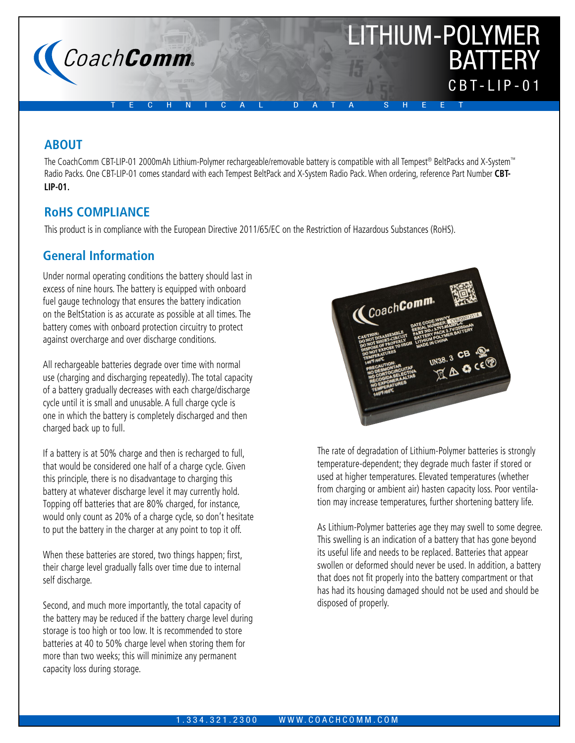# LITHIUM-POLYMER BATTERY

## CBT-LIP-01

TECHNICAL DATA SHEET

## ABOUT

The CoachComm CBT-LIP-01 2000mAh Lithium-Polymer rechargeable/removable battery is compatible with all Tempest® BeltPacks and X-System™ Radio Packs. One CBT-LIP-01 comes standard with each Tempest BeltPack and X-System Radio Pack. When ordering, reference Part Number **CBT-LIP-01.**

## RoHS COMPLIANCE

This product is in compliance with the European Directive 2011/65/EC on the Restriction of Hazardous Substances (RoHS).

## General Information

Under normal operating conditions the battery should last in excess of nine hours. The battery is equipped with onboard fuel gauge technology that ensures the battery indication on the BeltStation is as accurate as possible at all times. The battery comes with onboard protection circuitry to protect against overcharge and over discharge conditions.

All rechargeable batteries degrade over time with normal use (charging and discharging repeatedly). The total capacity of a battery gradually decreases with each charge/discharge cycle until it is small and unusable. A full charge cycle is one in which the battery is completely discharged and then charged back up to full.

If a battery is at 50% charge and then is recharged to full, that would be considered one half of a charge cycle. Given this principle, there is no disadvantage to charging this battery at whatever discharge level it may currently hold. Topping off batteries that are 80% charged, for instance, would only count as 20% of a charge cycle, so don't hesitate to put the battery in the charger at any point to top it off.

When these batteries are stored, two things happen; first, their charge level gradually falls over time due to internal self discharge.

Second, and much more importantly, the total capacity of the battery may be reduced if the battery charge level during storage is too high or too low. It is recommended to store batteries at 40 to 50% charge level when storing them for more than two weeks; this will minimize any permanent capacity loss during storage.

The rate of degradation of Lithium-Polymer batteries is strongly temperature-dependent; they degrade much faster if stored or used at higher temperatures. Elevated temperatures (whether from charging or ambient air) hasten capacity loss. Poor ventilation may increase temperatures, further shortening battery life.

As Lithium-Polymer batteries age they may swell to some degree. This swelling is an indication of a battery that has gone beyond its useful life and needs to be replaced. Batteries that appear swollen or deformed should never be used. In addition, a battery that does not fit properly into the battery compartment or that has had its housing damaged should not be used and should be disposed of properly.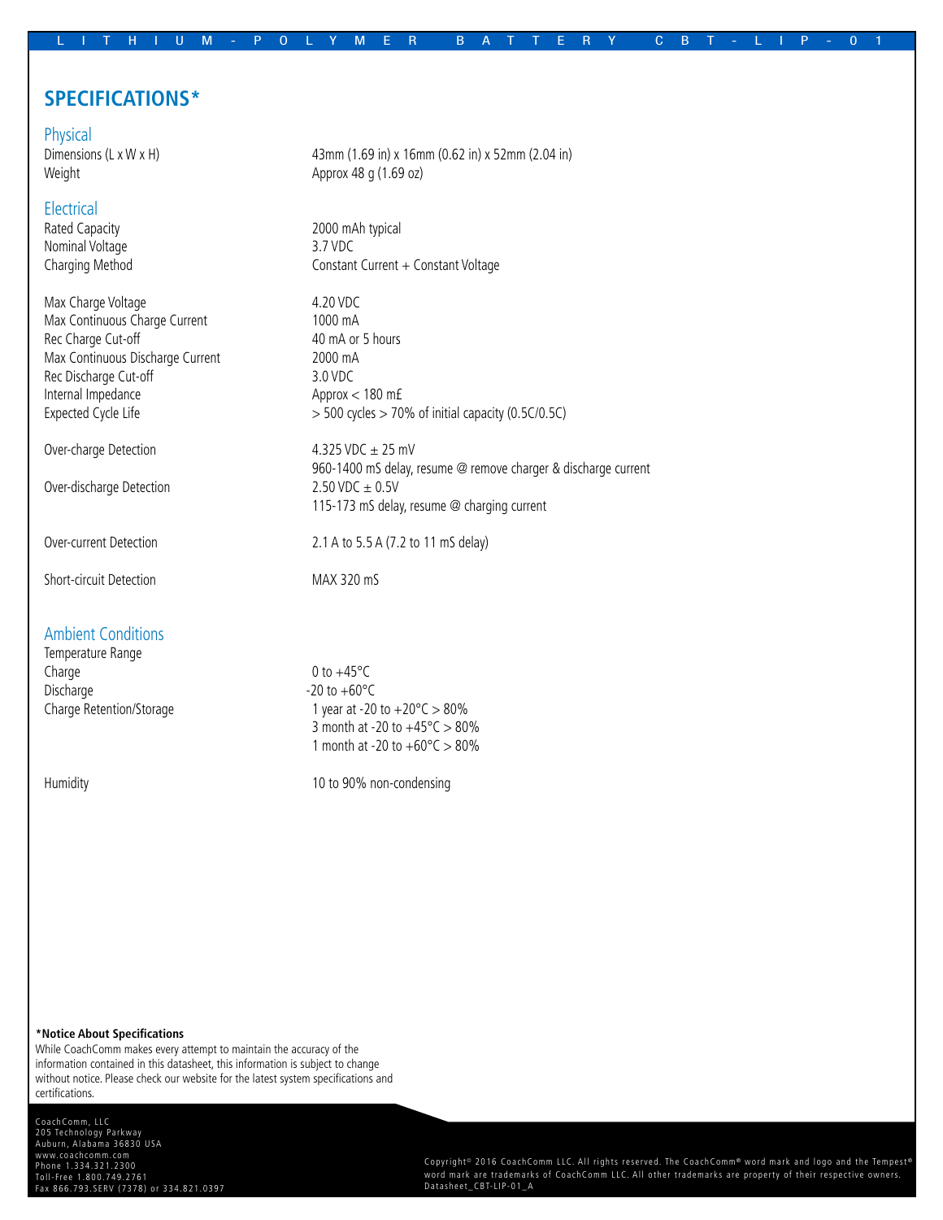## SPECIFICATIONS*

### Physical

| | |
|---|---|
| Dimensions (L x W x H) | 43mm (1.69 in) x 16mm (0.62 in) x 52mm (2.04 in) |
| Weight | Approx 48 g (1.69 oz) |

### Electrical

| | |
|---|---|
| Rated Capacity | 2000 mAh typical |
| Nominal Voltage | 3.7 VDC |
| Charging Method | Constant Current + Constant Voltage |
| Max Charge Voltage | 4.20 VDC |
| Max Continuous Charge Current | 1000 mA |
| Rec Charge Cut-off | 40 mA or 5 hours |
| Max Continuous Discharge Current | 2000 mA |
| Rec Discharge Cut-off | 3.0 VDC |
| Internal Impedance | Approx < 180 m£ |
| Expected Cycle Life | > 500 cycles > 70% of initial capacity (0.5C/0.5C) |
| Over-charge Detection | 4.325 VDC ± 25 mV<br>960-1400 mS delay, resume @ remove charger & discharge current |
| Over-discharge Detection | 2.50 VDC ± 0.5V<br>115-173 mS delay, resume @ charging current |
| Over-current Detection | 2.1 A to 5.5 A (7.2 to 11 mS delay) |
| Short-circuit Detection | MAX 320 mS |

### Ambient Conditions

| | |
|---|---|
| Temperature Range | |
| Charge | 0 to +45°C |
| Discharge | -20 to +60°C |
| Charge Retention/Storage | 1 year at -20 to +20°C > 80%<br>3 month at -20 to +45°C > 80%<br>1 month at -20 to +60°C > 80% |
| Humidity | 10 to 90% non-condensing |

**\*Notice About Specifications**
While CoachComm makes every attempt to maintain the accuracy of the information contained in this datasheet, this information is subject to change without notice. Please check our website for the latest system specifications and certifications.

CoachComm, LLC
205 Technology Parkway
Auburn, Alabama 36830 USA
www.coachcomm.com
Phone 1.334.321.2300
Toll-Free 1.800.749.2761
Fax 866.793.SERV (7378) or 334.821.0397

Copyright© 2016 CoachComm LLC. All rights reserved. The CoachComm® word mark and logo and the Tempest® word mark are trademarks of CoachComm LLC. All other trademarks are property of their respective owners.
Datasheet_CBT-LIP-01_A